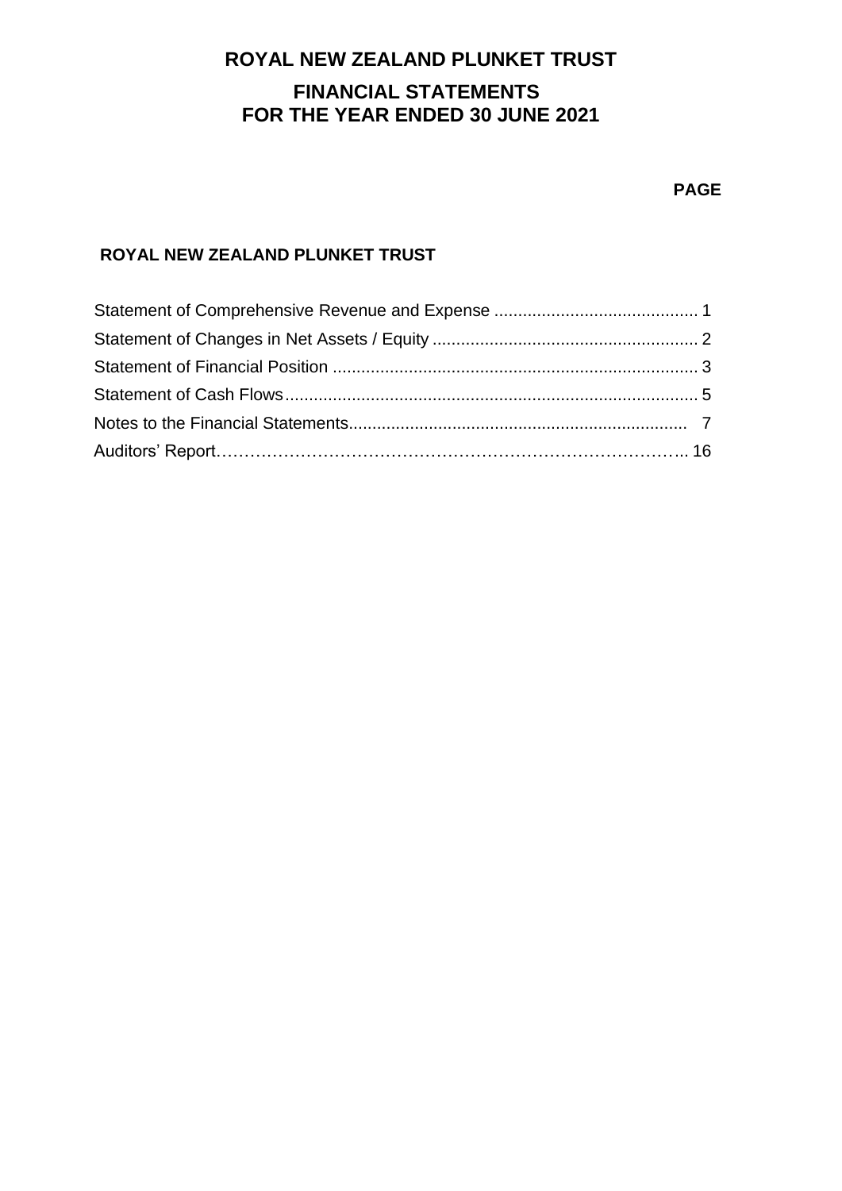# ROYAL NEW ZEALAND PLUNKET TRUST

## FINANCIAL STATEMENTS
## FOR THE YEAR ENDED 30 JUNE 2021

**PAGE**

**ROYAL NEW ZEALAND PLUNKET TRUST**

| | |
|---|---|
| Statement of Comprehensive Revenue and Expense | 1 |
| Statement of Changes in Net Assets / Equity | 2 |
| Statement of Financial Position | 3 |
| Statement of Cash Flows | 5 |
| Notes to the Financial Statements | 7 |
| Auditors' Report | 16 |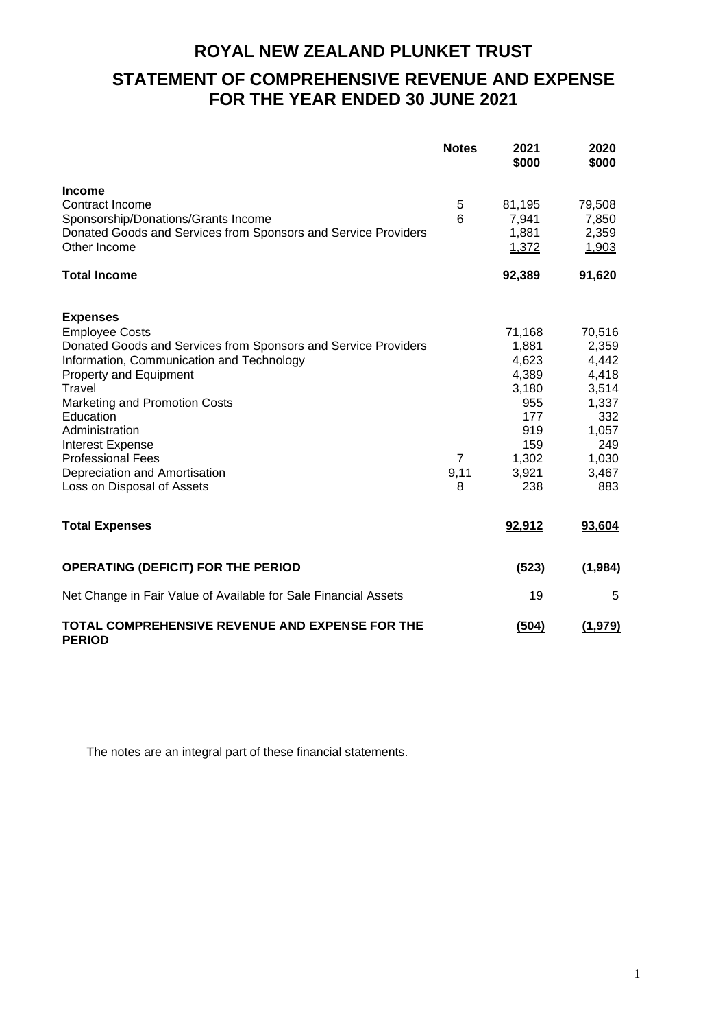# ROYAL NEW ZEALAND PLUNKET TRUST

## STATEMENT OF COMPREHENSIVE REVENUE AND EXPENSE FOR THE YEAR ENDED 30 JUNE 2021

| | Notes | 2021 $000 | 2020 $000 |
|---|---|---|---|
| **Income** | | | |
| Contract Income | 5 | 81,195 | 79,508 |
| Sponsorship/Donations/Grants Income | 6 | 7,941 | 7,850 |
| Donated Goods and Services from Sponsors and Service Providers | | 1,881 | 2,359 |
| Other Income | | 1,372 | 1,903 |
| **Total Income** | | **92,389** | **91,620** |
| **Expenses** | | | |
| Employee Costs | | 71,168 | 70,516 |
| Donated Goods and Services from Sponsors and Service Providers | | 1,881 | 2,359 |
| Information, Communication and Technology | | 4,623 | 4,442 |
| Property and Equipment | | 4,389 | 4,418 |
| Travel | | 3,180 | 3,514 |
| Marketing and Promotion Costs | | 955 | 1,337 |
| Education | | 177 | 332 |
| Administration | | 919 | 1,057 |
| Interest Expense | | 159 | 249 |
| Professional Fees | 7 | 1,302 | 1,030 |
| Depreciation and Amortisation | 9,11 | 3,921 | 3,467 |
| Loss on Disposal of Assets | 8 | 238 | 883 |
| **Total Expenses** | | **92,912** | **93,604** |
| **OPERATING (DEFICIT) FOR THE PERIOD** | | **(523)** | **(1,984)** |
| Net Change in Fair Value of Available for Sale Financial Assets | | 19 | 5 |
| **TOTAL COMPREHENSIVE REVENUE AND EXPENSE FOR THE PERIOD** | | **(504)** | **(1,979)** |

The notes are an integral part of these financial statements.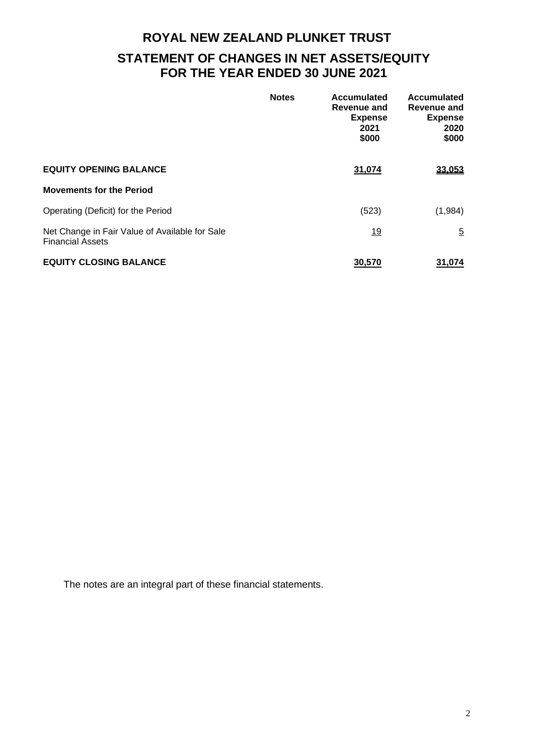# ROYAL NEW ZEALAND PLUNKET TRUST

## STATEMENT OF CHANGES IN NET ASSETS/EQUITY FOR THE YEAR ENDED 30 JUNE 2021

| | Notes | Accumulated Revenue and Expense 2021 $000 | Accumulated Revenue and Expense 2020 $000 |
|---|---|---|---|
| **EQUITY OPENING BALANCE** | | 31,074 | 33,053 |
| **Movements for the Period** | | | |
| Operating (Deficit) for the Period | | (523) | (1,984) |
| Net Change in Fair Value of Available for Sale Financial Assets | | 19 | 5 |
| **EQUITY CLOSING BALANCE** | | 30,570 | 31,074 |

The notes are an integral part of these financial statements.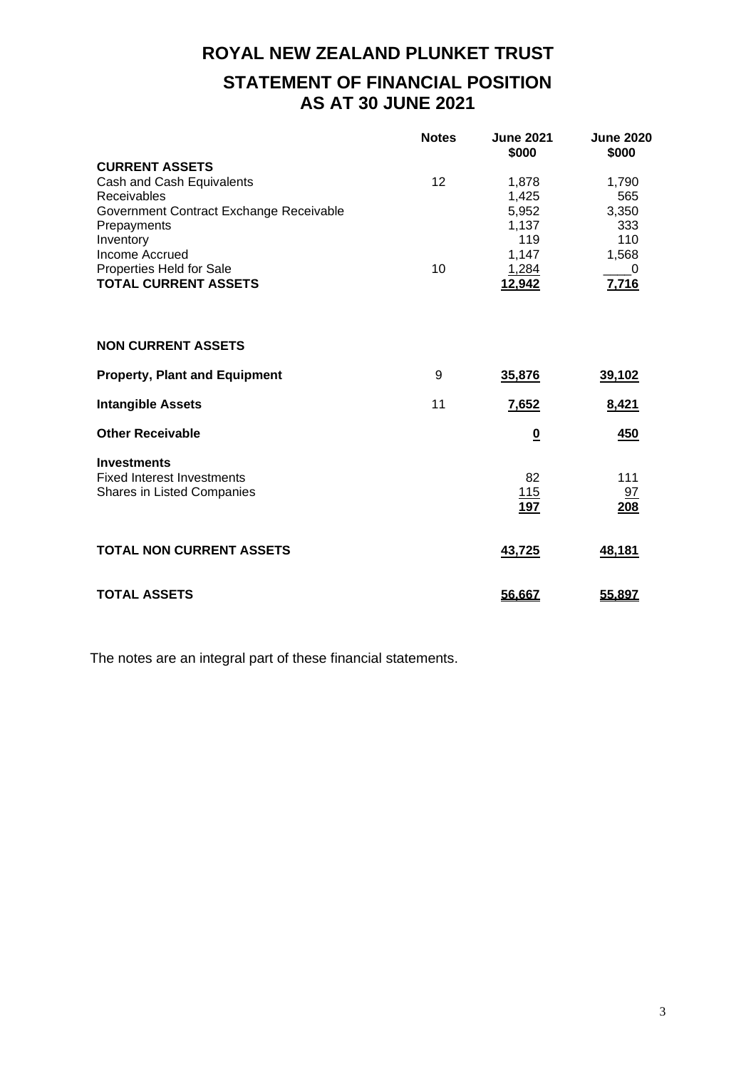# ROYAL NEW ZEALAND PLUNKET TRUST

## STATEMENT OF FINANCIAL POSITION AS AT 30 JUNE 2021

| | Notes | June 2021 $000 | June 2020 $000 |
|---|---|---|---|
| **CURRENT ASSETS** | | | |
| Cash and Cash Equivalents | 12 | 1,878 | 1,790 |
| Receivables | | 1,425 | 565 |
| Government Contract Exchange Receivable | | 5,952 | 3,350 |
| Prepayments | | 1,137 | 333 |
| Inventory | | 119 | 110 |
| Income Accrued | | 1,147 | 1,568 |
| Properties Held for Sale | 10 | 1,284 | 0 |
| **TOTAL CURRENT ASSETS** | | **12,942** | **7,716** |
| | | | |
| **NON CURRENT ASSETS** | | | |
| **Property, Plant and Equipment** | 9 | **35,876** | **39,102** |
| **Intangible Assets** | 11 | **7,652** | **8,421** |
| **Other Receivable** | | **0** | **450** |
| **Investments** | | | |
| Fixed Interest Investments | | 82 | 111 |
| Shares in Listed Companies | | 115 | 97 |
| | | **197** | **208** |
| | | | |
| **TOTAL NON CURRENT ASSETS** | | **43,725** | **48,181** |
| | | | |
| **TOTAL ASSETS** | | **56,667** | **55,897** |

The notes are an integral part of these financial statements.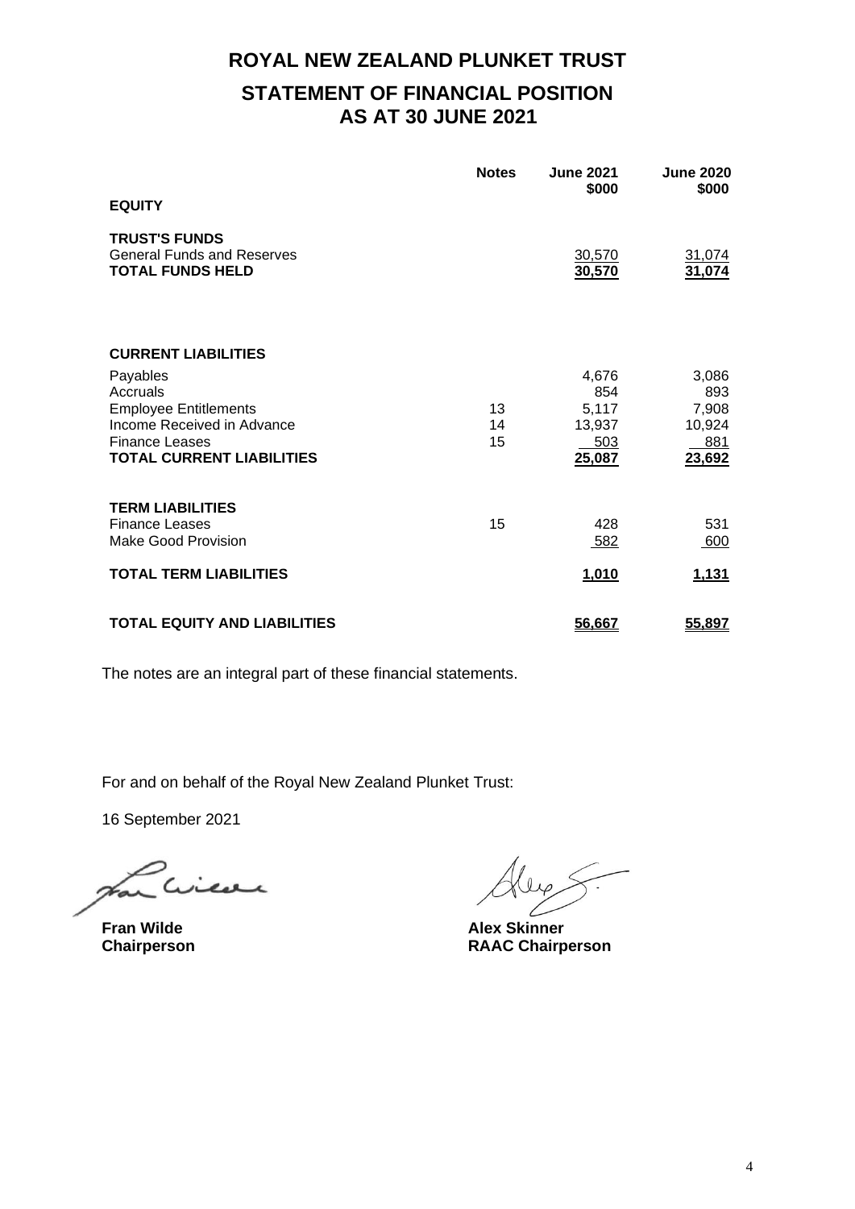# ROYAL NEW ZEALAND PLUNKET TRUST

## STATEMENT OF FINANCIAL POSITION AS AT 30 JUNE 2021

| | Notes | June 2021 $000 | June 2020 $000 |
|---|---|---|---|
| **EQUITY** | | | |
| **TRUST'S FUNDS** | | | |
| General Funds and Reserves | | 30,570 | 31,074 |
| **TOTAL FUNDS HELD** | | **30,570** | **31,074** |
| | | | |
| **CURRENT LIABILITIES** | | | |
| Payables | | 4,676 | 3,086 |
| Accruals | | 854 | 893 |
| Employee Entitlements | 13 | 5,117 | 7,908 |
| Income Received in Advance | 14 | 13,937 | 10,924 |
| Finance Leases | 15 | 503 | 881 |
| **TOTAL CURRENT LIABILITIES** | | **25,087** | **23,692** |
| | | | |
| **TERM LIABILITIES** | | | |
| Finance Leases | 15 | 428 | 531 |
| Make Good Provision | | 582 | 600 |
| **TOTAL TERM LIABILITIES** | | **1,010** | **1,131** |
| | | | |
| **TOTAL EQUITY AND LIABILITIES** | | **56,667** | **55,897** |

The notes are an integral part of these financial statements.

For and on behalf of the Royal New Zealand Plunket Trust:

16 September 2021

**Fran Wilde**
**Chairperson**

**Alex Skinner**
**RAAC Chairperson**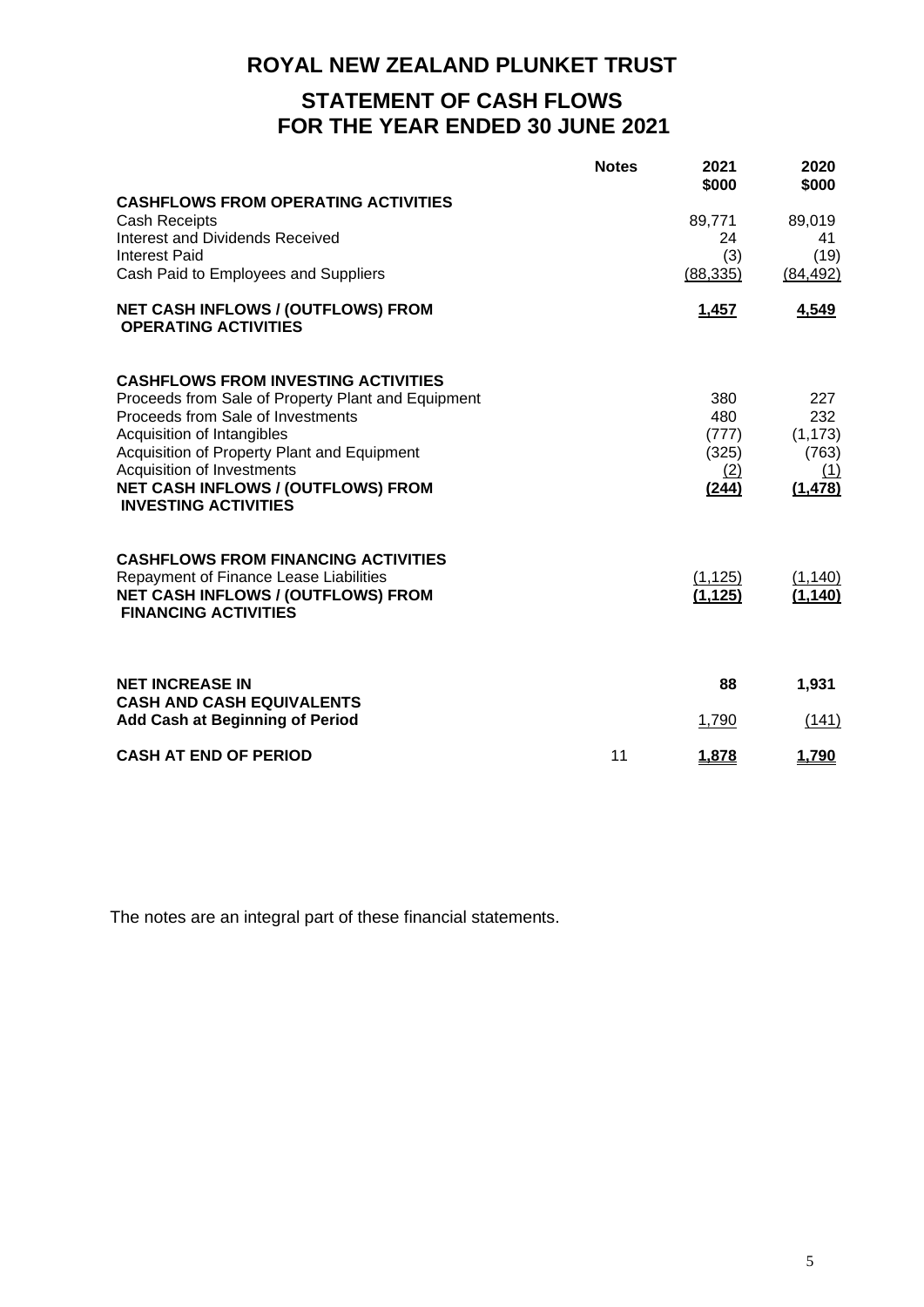# ROYAL NEW ZEALAND PLUNKET TRUST

## STATEMENT OF CASH FLOWS
## FOR THE YEAR ENDED 30 JUNE 2021

| | Notes | 2021 $000 | 2020 $000 |
|---|---|---|---|
| **CASHFLOWS FROM OPERATING ACTIVITIES** | | | |
| Cash Receipts | | 89,771 | 89,019 |
| Interest and Dividends Received | | 24 | 41 |
| Interest Paid | | (3) | (19) |
| Cash Paid to Employees and Suppliers | | (88,335) | (84,492) |
| **NET CASH INFLOWS / (OUTFLOWS) FROM OPERATING ACTIVITIES** | | **1,457** | **4,549** |
| | | | |
| **CASHFLOWS FROM INVESTING ACTIVITIES** | | | |
| Proceeds from Sale of Property Plant and Equipment | | 380 | 227 |
| Proceeds from Sale of Investments | | 480 | 232 |
| Acquisition of Intangibles | | (777) | (1,173) |
| Acquisition of Property Plant and Equipment | | (325) | (763) |
| Acquisition of Investments | | (2) | (1) |
| **NET CASH INFLOWS / (OUTFLOWS) FROM INVESTING ACTIVITIES** | | **(244)** | **(1,478)** |
| | | | |
| **CASHFLOWS FROM FINANCING ACTIVITIES** | | | |
| Repayment of Finance Lease Liabilities | | (1,125) | (1,140) |
| **NET CASH INFLOWS / (OUTFLOWS) FROM FINANCING ACTIVITIES** | | **(1,125)** | **(1,140)** |
| | | | |
| **NET INCREASE IN CASH AND CASH EQUIVALENTS** | | **88** | **1,931** |
| **Add Cash at Beginning of Period** | | 1,790 | (141) |
| | | | |
| **CASH AT END OF PERIOD** | 11 | **1,878** | **1,790** |

The notes are an integral part of these financial statements.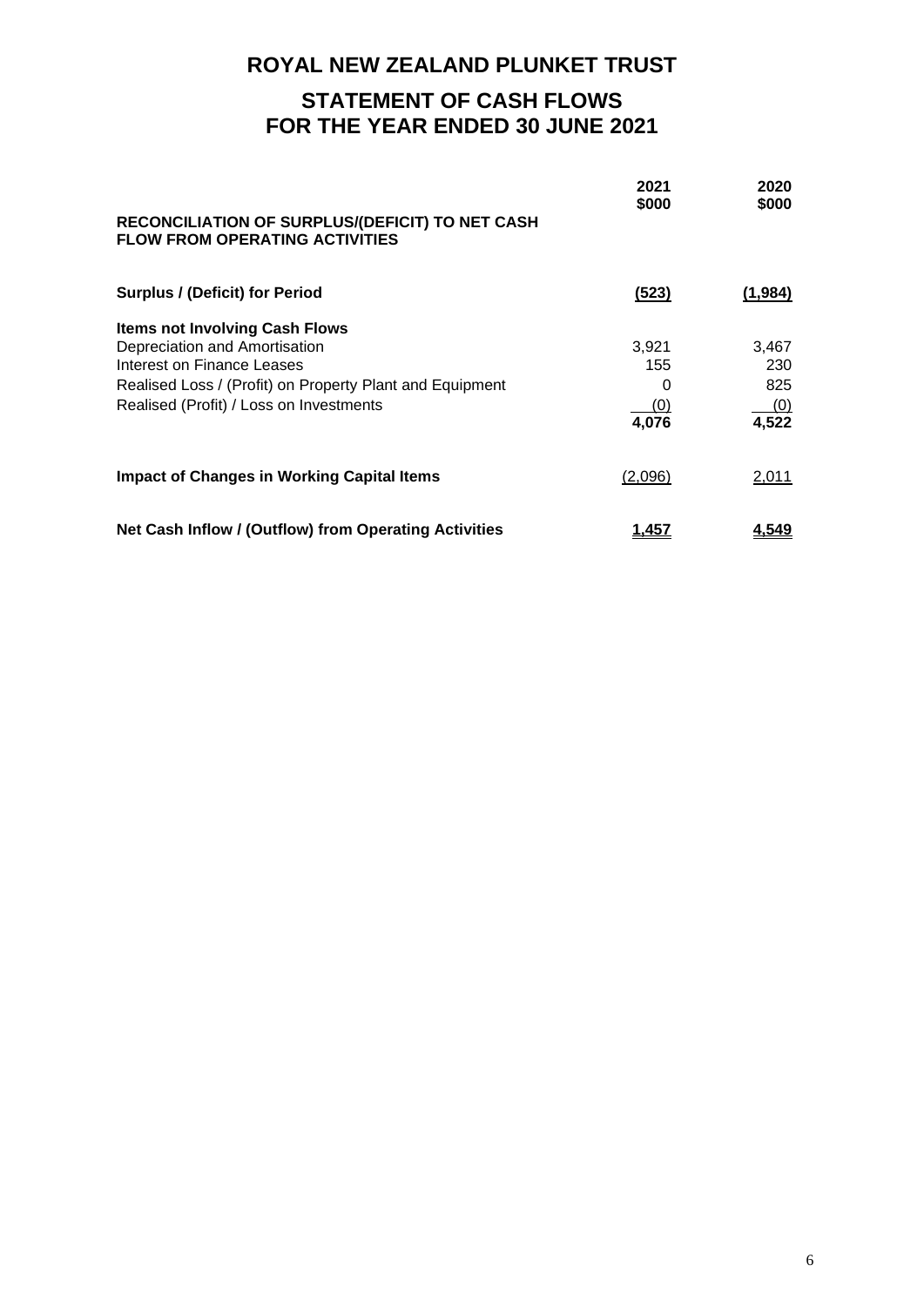# ROYAL NEW ZEALAND PLUNKET TRUST

## STATEMENT OF CASH FLOWS
## FOR THE YEAR ENDED 30 JUNE 2021

| | 2021 $000 | 2020 $000 |
|---|---|---|
| **RECONCILIATION OF SURPLUS/(DEFICIT) TO NET CASH FLOW FROM OPERATING ACTIVITIES** | | |
| **Surplus / (Deficit) for Period** | **(523)** | **(1,984)** |
| **Items not Involving Cash Flows** | | |
| Depreciation and Amortisation | 3,921 | 3,467 |
| Interest on Finance Leases | 155 | 230 |
| Realised Loss / (Profit) on Property Plant and Equipment | 0 | 825 |
| Realised (Profit) / Loss on Investments | (0) | (0) |
| | **4,076** | **4,522** |
| **Impact of Changes in Working Capital Items** | (2,096) | 2,011 |
| **Net Cash Inflow / (Outflow) from Operating Activities** | **1,457** | **4,549** |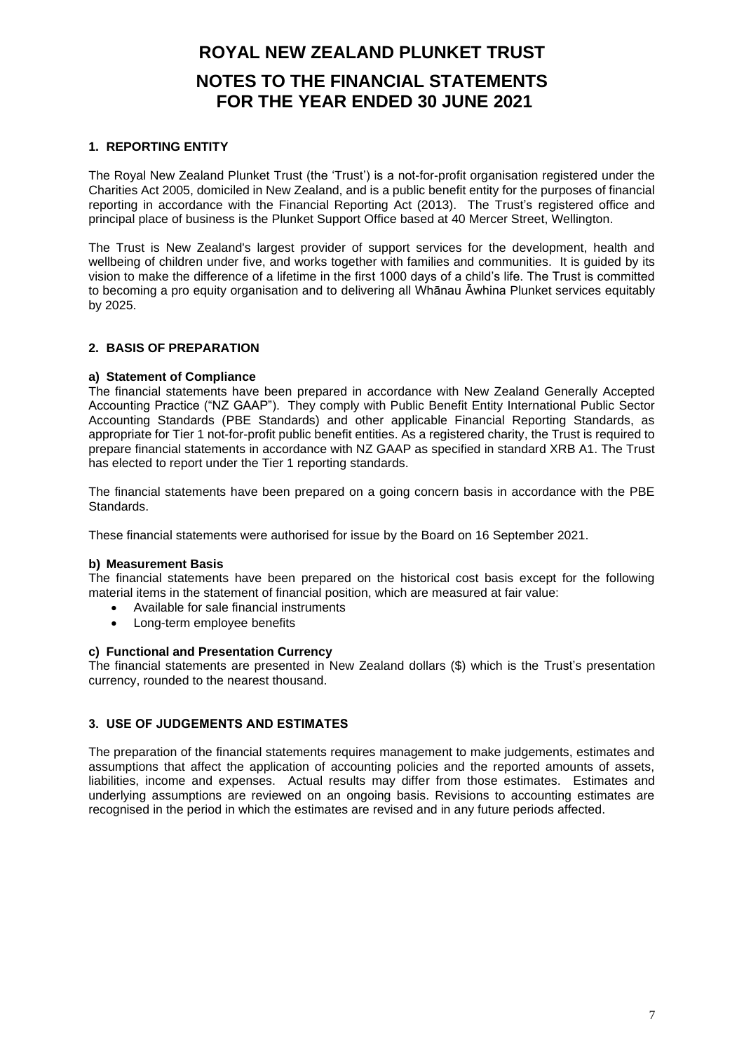# ROYAL NEW ZEALAND PLUNKET TRUST

## NOTES TO THE FINANCIAL STATEMENTS FOR THE YEAR ENDED 30 JUNE 2021

### 1. REPORTING ENTITY

The Royal New Zealand Plunket Trust (the 'Trust') is a not-for-profit organisation registered under the Charities Act 2005, domiciled in New Zealand, and is a public benefit entity for the purposes of financial reporting in accordance with the Financial Reporting Act (2013). The Trust's registered office and principal place of business is the Plunket Support Office based at 40 Mercer Street, Wellington.

The Trust is New Zealand's largest provider of support services for the development, health and wellbeing of children under five, and works together with families and communities. It is guided by its vision to make the difference of a lifetime in the first 1000 days of a child's life. The Trust is committed to becoming a pro equity organisation and to delivering all Whānau Āwhina Plunket services equitably by 2025.

### 2. BASIS OF PREPARATION

**a) Statement of Compliance**

The financial statements have been prepared in accordance with New Zealand Generally Accepted Accounting Practice ("NZ GAAP"). They comply with Public Benefit Entity International Public Sector Accounting Standards (PBE Standards) and other applicable Financial Reporting Standards, as appropriate for Tier 1 not-for-profit public benefit entities. As a registered charity, the Trust is required to prepare financial statements in accordance with NZ GAAP as specified in standard XRB A1. The Trust has elected to report under the Tier 1 reporting standards.

The financial statements have been prepared on a going concern basis in accordance with the PBE Standards.

These financial statements were authorised for issue by the Board on 16 September 2021.

**b) Measurement Basis**

The financial statements have been prepared on the historical cost basis except for the following material items in the statement of financial position, which are measured at fair value:

- Available for sale financial instruments
- Long-term employee benefits

**c) Functional and Presentation Currency**

The financial statements are presented in New Zealand dollars ($) which is the Trust's presentation currency, rounded to the nearest thousand.

### 3. USE OF JUDGEMENTS AND ESTIMATES

The preparation of the financial statements requires management to make judgements, estimates and assumptions that affect the application of accounting policies and the reported amounts of assets, liabilities, income and expenses. Actual results may differ from those estimates. Estimates and underlying assumptions are reviewed on an ongoing basis. Revisions to accounting estimates are recognised in the period in which the estimates are revised and in any future periods affected.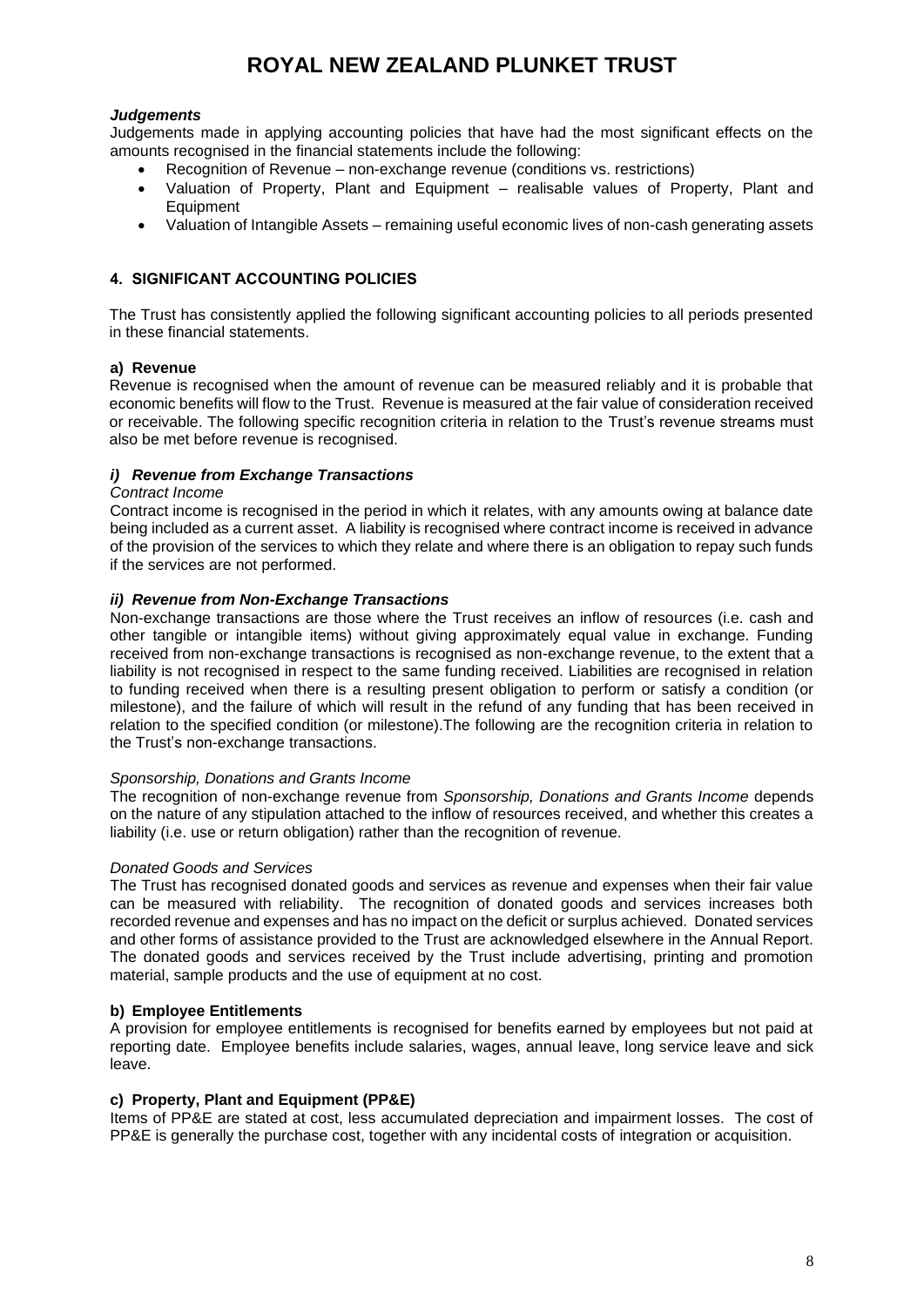***Judgements***

Judgements made in applying accounting policies that have had the most significant effects on the amounts recognised in the financial statements include the following:

- Recognition of Revenue – non-exchange revenue (conditions vs. restrictions)
- Valuation of Property, Plant and Equipment – realisable values of Property, Plant and Equipment
- Valuation of Intangible Assets – remaining useful economic lives of non-cash generating assets

## 4. SIGNIFICANT ACCOUNTING POLICIES

The Trust has consistently applied the following significant accounting policies to all periods presented in these financial statements.

### a) Revenue

Revenue is recognised when the amount of revenue can be measured reliably and it is probable that economic benefits will flow to the Trust. Revenue is measured at the fair value of consideration received or receivable. The following specific recognition criteria in relation to the Trust's revenue streams must also be met before revenue is recognised.

#### *i) Revenue from Exchange Transactions*

*Contract Income*

Contract income is recognised in the period in which it relates, with any amounts owing at balance date being included as a current asset. A liability is recognised where contract income is received in advance of the provision of the services to which they relate and where there is an obligation to repay such funds if the services are not performed.

#### *ii) Revenue from Non-Exchange Transactions*

Non-exchange transactions are those where the Trust receives an inflow of resources (i.e. cash and other tangible or intangible items) without giving approximately equal value in exchange. Funding received from non-exchange transactions is recognised as non-exchange revenue, to the extent that a liability is not recognised in respect to the same funding received. Liabilities are recognised in relation to funding received when there is a resulting present obligation to perform or satisfy a condition (or milestone), and the failure of which will result in the refund of any funding that has been received in relation to the specified condition (or milestone).The following are the recognition criteria in relation to the Trust's non-exchange transactions.

*Sponsorship, Donations and Grants Income*

The recognition of non-exchange revenue from *Sponsorship, Donations and Grants Income* depends on the nature of any stipulation attached to the inflow of resources received, and whether this creates a liability (i.e. use or return obligation) rather than the recognition of revenue.

*Donated Goods and Services*

The Trust has recognised donated goods and services as revenue and expenses when their fair value can be measured with reliability. The recognition of donated goods and services increases both recorded revenue and expenses and has no impact on the deficit or surplus achieved. Donated services and other forms of assistance provided to the Trust are acknowledged elsewhere in the Annual Report. The donated goods and services received by the Trust include advertising, printing and promotion material, sample products and the use of equipment at no cost.

### b) Employee Entitlements

A provision for employee entitlements is recognised for benefits earned by employees but not paid at reporting date. Employee benefits include salaries, wages, annual leave, long service leave and sick leave.

### c) Property, Plant and Equipment (PP&E)

Items of PP&E are stated at cost, less accumulated depreciation and impairment losses. The cost of PP&E is generally the purchase cost, together with any incidental costs of integration or acquisition.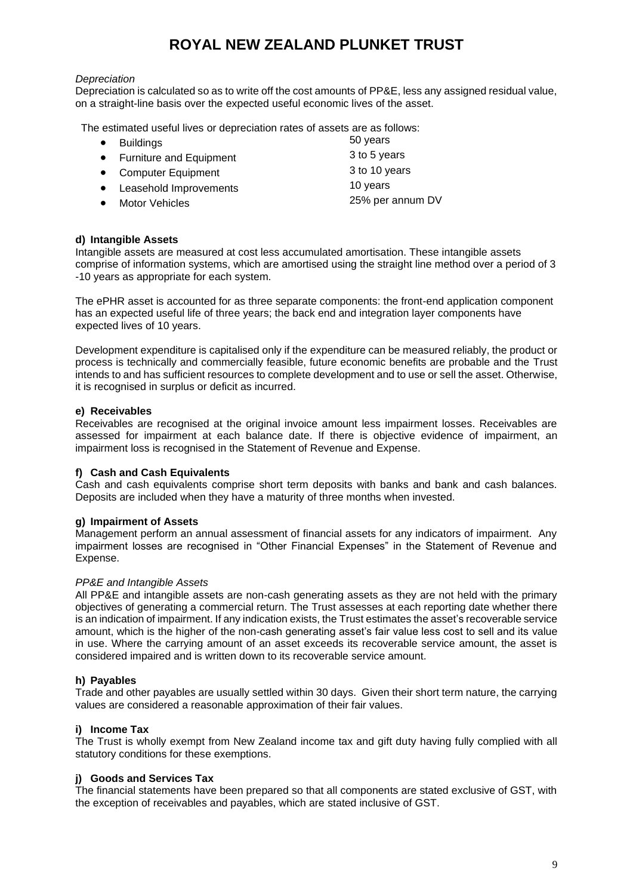*Depreciation*

Depreciation is calculated so as to write off the cost amounts of PP&E, less any assigned residual value, on a straight-line basis over the expected useful economic lives of the asset.

The estimated useful lives or depreciation rates of assets are as follows:

| | |
|---|---|
| • Buildings | 50 years |
| • Furniture and Equipment | 3 to 5 years |
| • Computer Equipment | 3 to 10 years |
| • Leasehold Improvements | 10 years |
| • Motor Vehicles | 25% per annum DV |

**d) Intangible Assets**

Intangible assets are measured at cost less accumulated amortisation. These intangible assets comprise of information systems, which are amortised using the straight line method over a period of 3 -10 years as appropriate for each system.

The ePHR asset is accounted for as three separate components: the front-end application component has an expected useful life of three years; the back end and integration layer components have expected lives of 10 years.

Development expenditure is capitalised only if the expenditure can be measured reliably, the product or process is technically and commercially feasible, future economic benefits are probable and the Trust intends to and has sufficient resources to complete development and to use or sell the asset. Otherwise, it is recognised in surplus or deficit as incurred.

**e) Receivables**

Receivables are recognised at the original invoice amount less impairment losses. Receivables are assessed for impairment at each balance date. If there is objective evidence of impairment, an impairment loss is recognised in the Statement of Revenue and Expense.

**f) Cash and Cash Equivalents**

Cash and cash equivalents comprise short term deposits with banks and bank and cash balances. Deposits are included when they have a maturity of three months when invested.

**g) Impairment of Assets**

Management perform an annual assessment of financial assets for any indicators of impairment. Any impairment losses are recognised in "Other Financial Expenses" in the Statement of Revenue and Expense.

*PP&E and Intangible Assets*

All PP&E and intangible assets are non-cash generating assets as they are not held with the primary objectives of generating a commercial return. The Trust assesses at each reporting date whether there is an indication of impairment. If any indication exists, the Trust estimates the asset's recoverable service amount, which is the higher of the non-cash generating asset's fair value less cost to sell and its value in use. Where the carrying amount of an asset exceeds its recoverable service amount, the asset is considered impaired and is written down to its recoverable service amount.

**h) Payables**

Trade and other payables are usually settled within 30 days. Given their short term nature, the carrying values are considered a reasonable approximation of their fair values.

**i) Income Tax**

The Trust is wholly exempt from New Zealand income tax and gift duty having fully complied with all statutory conditions for these exemptions.

**j) Goods and Services Tax**

The financial statements have been prepared so that all components are stated exclusive of GST, with the exception of receivables and payables, which are stated inclusive of GST.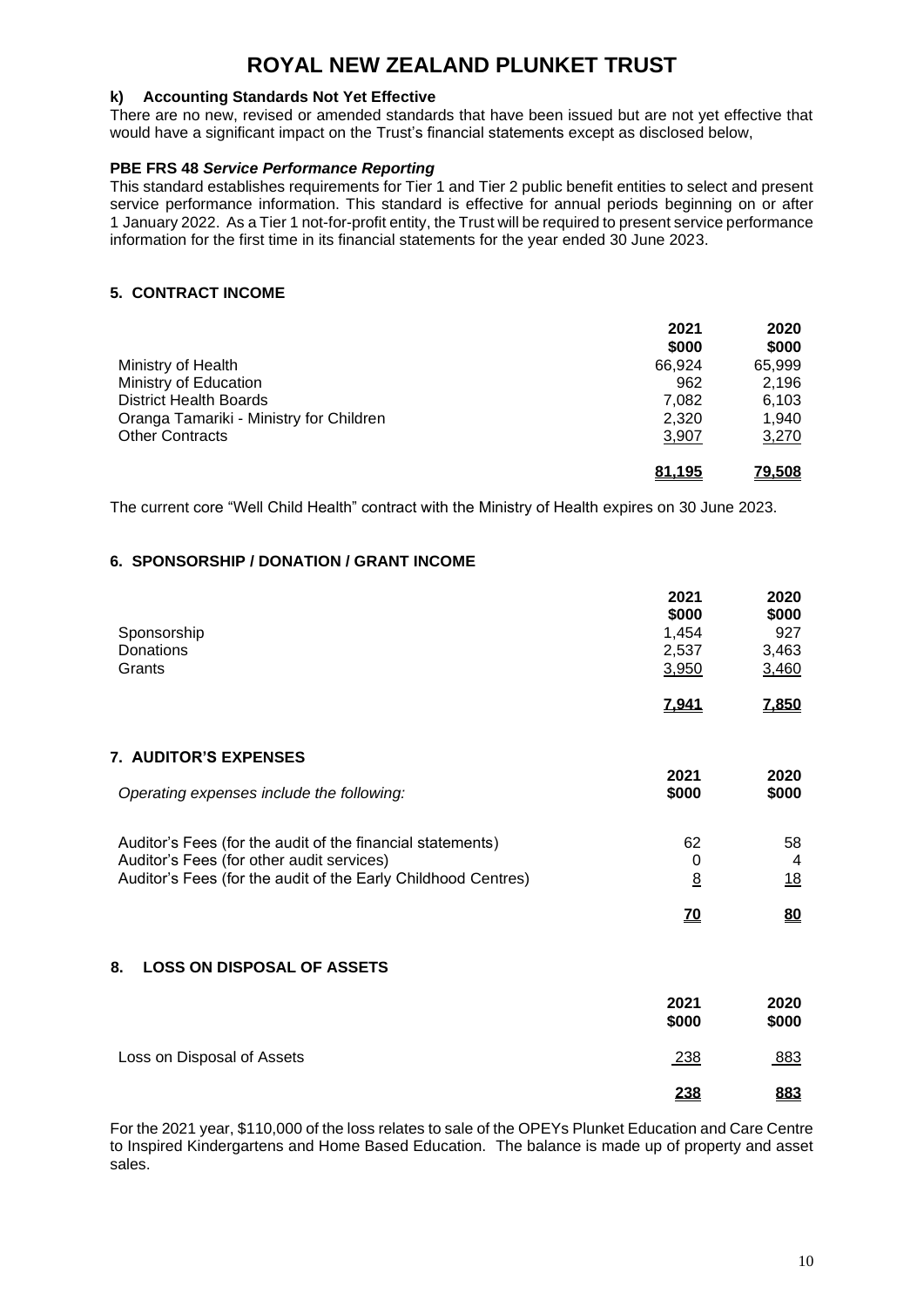# ROYAL NEW ZEALAND PLUNKET TRUST

**k) Accounting Standards Not Yet Effective**

There are no new, revised or amended standards that have been issued but are not yet effective that would have a significant impact on the Trust's financial statements except as disclosed below,

**PBE FRS 48 *Service Performance Reporting***

This standard establishes requirements for Tier 1 and Tier 2 public benefit entities to select and present service performance information. This standard is effective for annual periods beginning on or after 1 January 2022. As a Tier 1 not-for-profit entity, the Trust will be required to present service performance information for the first time in its financial statements for the year ended 30 June 2023.

## 5. CONTRACT INCOME

| | 2021 | 2020 |
|---|---|---|
| | $000 | $000 |
| Ministry of Health | 66,924 | 65,999 |
| Ministry of Education | 962 | 2,196 |
| District Health Boards | 7,082 | 6,103 |
| Oranga Tamariki - Ministry for Children | 2,320 | 1,940 |
| Other Contracts | 3,907 | 3,270 |
| | **81,195** | **79,508** |

The current core "Well Child Health" contract with the Ministry of Health expires on 30 June 2023.

## 6. SPONSORSHIP / DONATION / GRANT INCOME

| | 2021 | 2020 |
|---|---|---|
| | $000 | $000 |
| Sponsorship | 1,454 | 927 |
| Donations | 2,537 | 3,463 |
| Grants | 3,950 | 3,460 |
| | **7,941** | **7,850** |

## 7. AUDITOR'S EXPENSES

| *Operating expenses include the following:* | 2021<br>$000 | 2020<br>$000 |
|---|---|---|
| Auditor's Fees (for the audit of the financial statements) | 62 | 58 |
| Auditor's Fees (for other audit services) | 0 | 4 |
| Auditor's Fees (for the audit of the Early Childhood Centres) | 8 | 18 |
| | **70** | **80** |

## 8. LOSS ON DISPOSAL OF ASSETS

| | 2021<br>$000 | 2020<br>$000 |
|---|---|---|
| Loss on Disposal of Assets | 238 | 883 |
| | **238** | **883** |

For the 2021 year, $110,000 of the loss relates to sale of the OPEYs Plunket Education and Care Centre to Inspired Kindergartens and Home Based Education. The balance is made up of property and asset sales.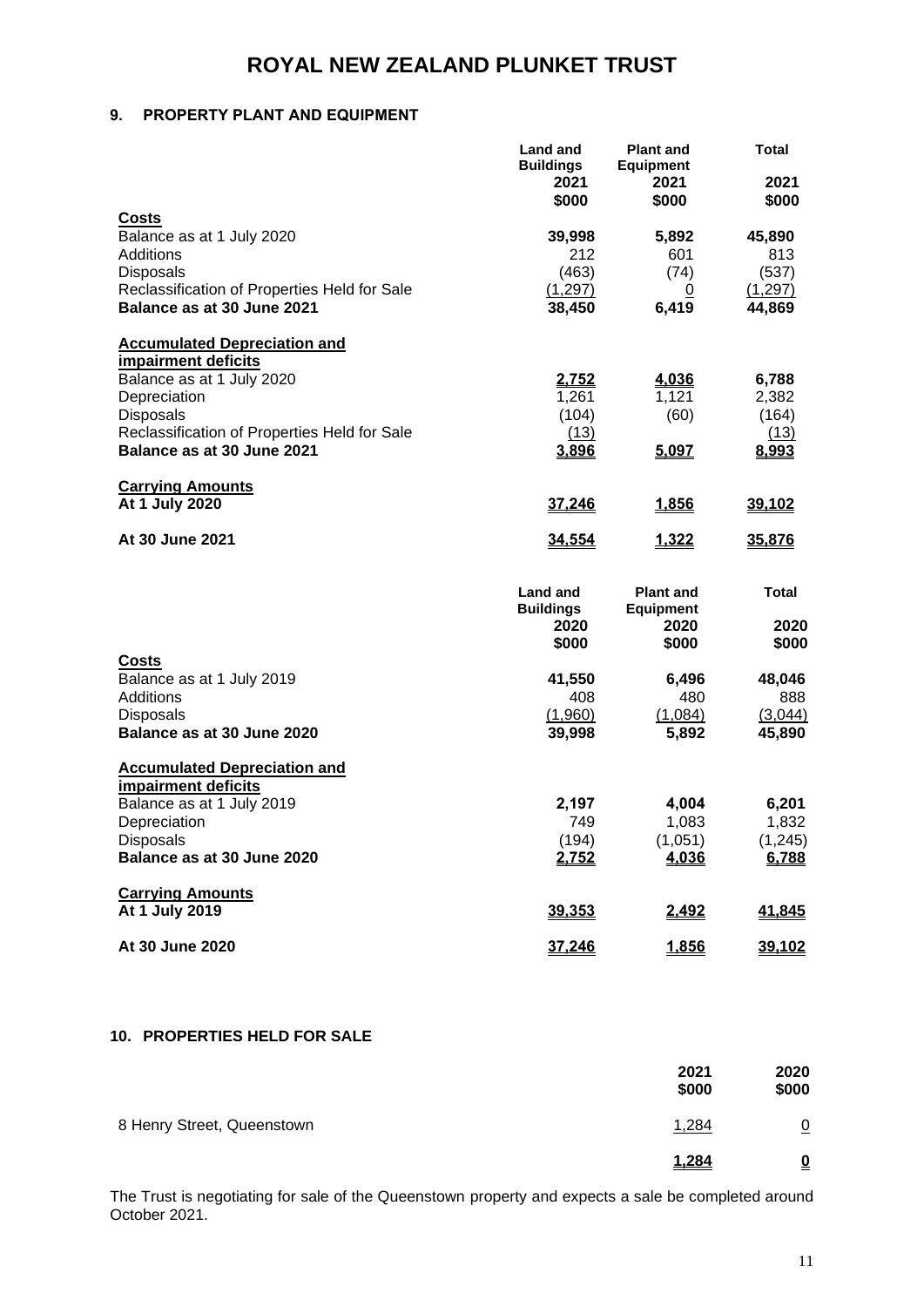# ROYAL NEW ZEALAND PLUNKET TRUST

## 9. PROPERTY PLANT AND EQUIPMENT

| | Land and Buildings 2021 $000 | Plant and Equipment 2021 $000 | Total 2021 $000 |
|---|---|---|---|
| **Costs** | | | |
| Balance as at 1 July 2020 | **39,998** | **5,892** | **45,890** |
| Additions | 212 | 601 | 813 |
| Disposals | (463) | (74) | (537) |
| Reclassification of Properties Held for Sale | (1,297) | 0 | (1,297) |
| **Balance as at 30 June 2021** | **38,450** | **6,419** | **44,869** |
| **Accumulated Depreciation and impairment deficits** | | | |
| Balance as at 1 July 2020 | **2,752** | **4,036** | **6,788** |
| Depreciation | 1,261 | 1,121 | 2,382 |
| Disposals | (104) | (60) | (164) |
| Reclassification of Properties Held for Sale | (13) | | (13) |
| **Balance as at 30 June 2021** | **3,896** | **5,097** | **8,993** |
| **Carrying Amounts** | | | |
| **At 1 July 2020** | **37,246** | **1,856** | **39,102** |
| **At 30 June 2021** | **34,554** | **1,322** | **35,876** |

| | Land and Buildings 2020 $000 | Plant and Equipment 2020 $000 | Total 2020 $000 |
|---|---|---|---|
| **Costs** | | | |
| Balance as at 1 July 2019 | **41,550** | **6,496** | **48,046** |
| Additions | 408 | 480 | 888 |
| Disposals | (1,960) | (1,084) | (3,044) |
| **Balance as at 30 June 2020** | **39,998** | **5,892** | **45,890** |
| **Accumulated Depreciation and impairment deficits** | | | |
| Balance as at 1 July 2019 | **2,197** | **4,004** | **6,201** |
| Depreciation | 749 | 1,083 | 1,832 |
| Disposals | (194) | (1,051) | (1,245) |
| **Balance as at 30 June 2020** | **2,752** | **4,036** | **6,788** |
| **Carrying Amounts** | | | |
| **At 1 July 2019** | **39,353** | **2,492** | **41,845** |
| **At 30 June 2020** | **37,246** | **1,856** | **39,102** |

## 10. PROPERTIES HELD FOR SALE

| | 2021 $000 | 2020 $000 |
|---|---|---|
| 8 Henry Street, Queenstown | 1,284 | 0 |
| | **1,284** | **0** |

The Trust is negotiating for sale of the Queenstown property and expects a sale be completed around October 2021.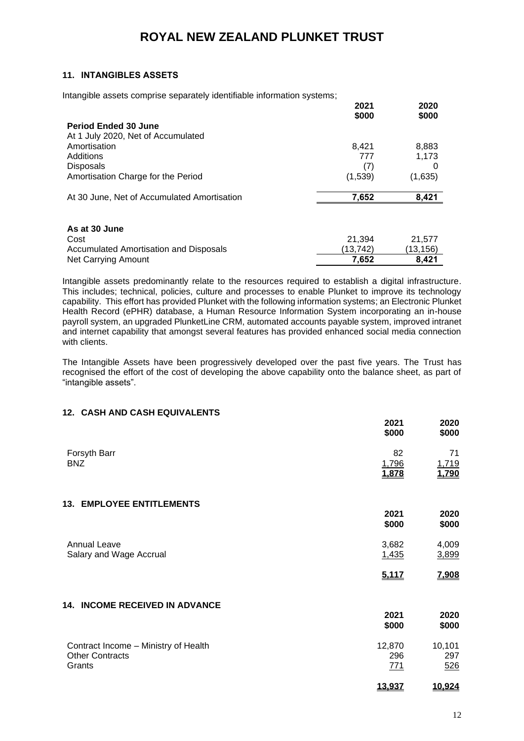# ROYAL NEW ZEALAND PLUNKET TRUST

## 11. INTANGIBLES ASSETS

Intangible assets comprise separately identifiable information systems;

| | 2021 $000 | 2020 $000 |
|---|---|---|
| **Period Ended 30 June** | | |
| At 1 July 2020, Net of Accumulated Amortisation | 8,421 | 8,883 |
| Additions | 777 | 1,173 |
| Disposals | (7) | 0 |
| Amortisation Charge for the Period | (1,539) | (1,635) |
| At 30 June, Net of Accumulated Amortisation | **7,652** | **8,421** |
| | | |
| **As at 30 June** | | |
| Cost | 21,394 | 21,577 |
| Accumulated Amortisation and Disposals | (13,742) | (13,156) |
| Net Carrying Amount | **7,652** | **8,421** |

Intangible assets predominantly relate to the resources required to establish a digital infrastructure. This includes; technical, policies, culture and processes to enable Plunket to improve its technology capability. This effort has provided Plunket with the following information systems; an Electronic Plunket Health Record (ePHR) database, a Human Resource Information System incorporating an in-house payroll system, an upgraded PlunketLine CRM, automated accounts payable system, improved intranet and internet capability that amongst several features has provided enhanced social media connection with clients.

The Intangible Assets have been progressively developed over the past five years. The Trust has recognised the effort of the cost of developing the above capability onto the balance sheet, as part of "intangible assets".

## 12. CASH AND CASH EQUIVALENTS

| | 2021 $000 | 2020 $000 |
|---|---|---|
| Forsyth Barr | 82 | 71 |
| BNZ | 1,796 | 1,719 |
| | **1,878** | **1,790** |

## 13. EMPLOYEE ENTITLEMENTS

| | 2021 $000 | 2020 $000 |
|---|---|---|
| Annual Leave | 3,682 | 4,009 |
| Salary and Wage Accrual | 1,435 | 3,899 |
| | **5,117** | **7,908** |

## 14. INCOME RECEIVED IN ADVANCE

| | 2021 $000 | 2020 $000 |
|---|---|---|
| Contract Income – Ministry of Health | 12,870 | 10,101 |
| Other Contracts | 296 | 297 |
| Grants | 771 | 526 |
| | **13,937** | **10,924** |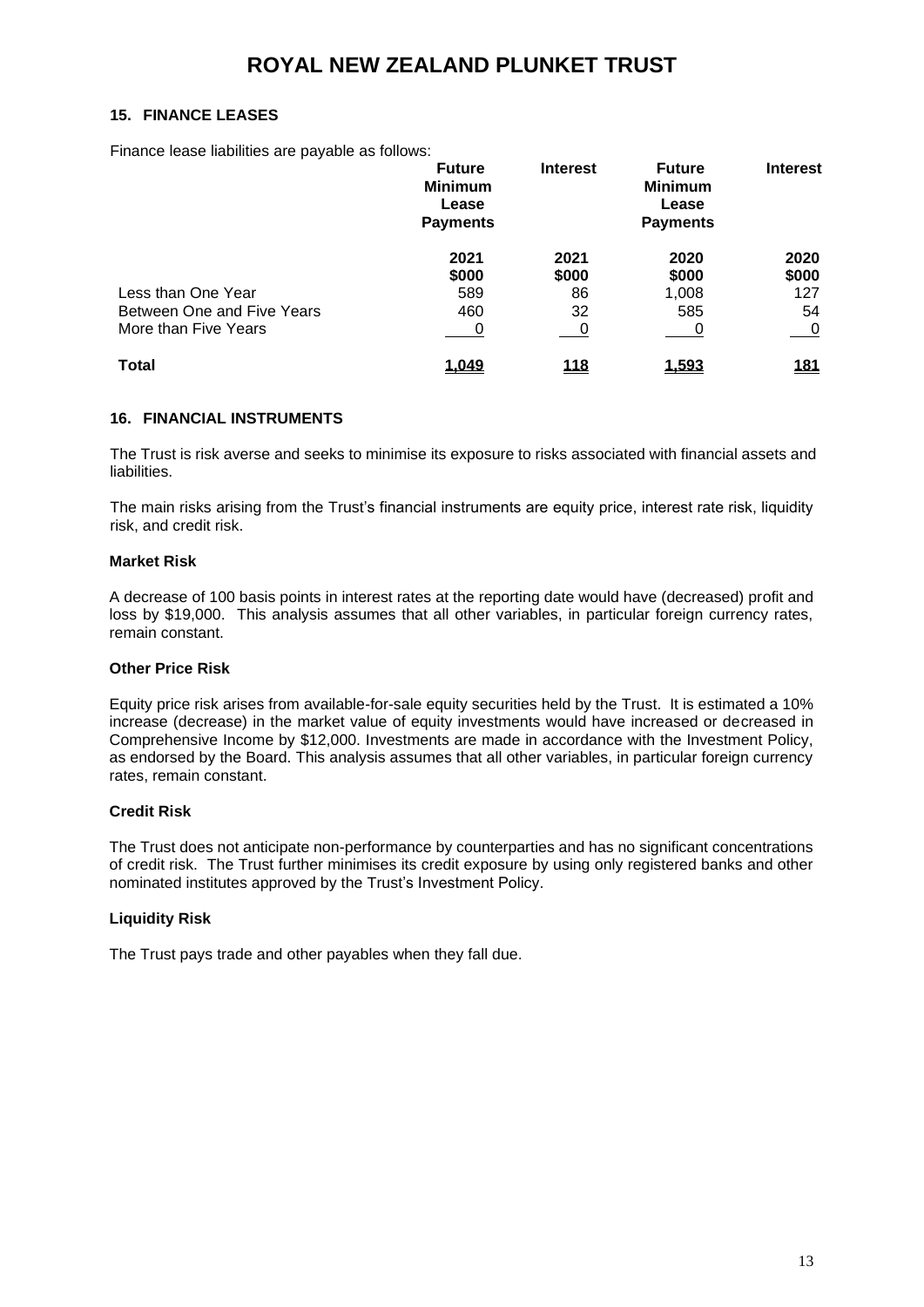## 15. FINANCE LEASES

Finance lease liabilities are payable as follows:

| | Future Minimum Lease Payments | Interest | Future Minimum Lease Payments | Interest |
|---|---|---|---|---|
| | 2021 | 2021 | 2020 | 2020 |
| | $000 | $000 | $000 | $000 |
| Less than One Year | 589 | 86 | 1,008 | 127 |
| Between One and Five Years | 460 | 32 | 585 | 54 |
| More than Five Years | 0 | 0 | 0 | 0 |
| **Total** | **1,049** | **118** | **1,593** | **181** |

## 16. FINANCIAL INSTRUMENTS

The Trust is risk averse and seeks to minimise its exposure to risks associated with financial assets and liabilities.

The main risks arising from the Trust's financial instruments are equity price, interest rate risk, liquidity risk, and credit risk.

### Market Risk

A decrease of 100 basis points in interest rates at the reporting date would have (decreased) profit and loss by $19,000. This analysis assumes that all other variables, in particular foreign currency rates, remain constant.

### Other Price Risk

Equity price risk arises from available-for-sale equity securities held by the Trust. It is estimated a 10% increase (decrease) in the market value of equity investments would have increased or decreased in Comprehensive Income by $12,000. Investments are made in accordance with the Investment Policy, as endorsed by the Board. This analysis assumes that all other variables, in particular foreign currency rates, remain constant.

### Credit Risk

The Trust does not anticipate non-performance by counterparties and has no significant concentrations of credit risk. The Trust further minimises its credit exposure by using only registered banks and other nominated institutes approved by the Trust's Investment Policy.

### Liquidity Risk

The Trust pays trade and other payables when they fall due.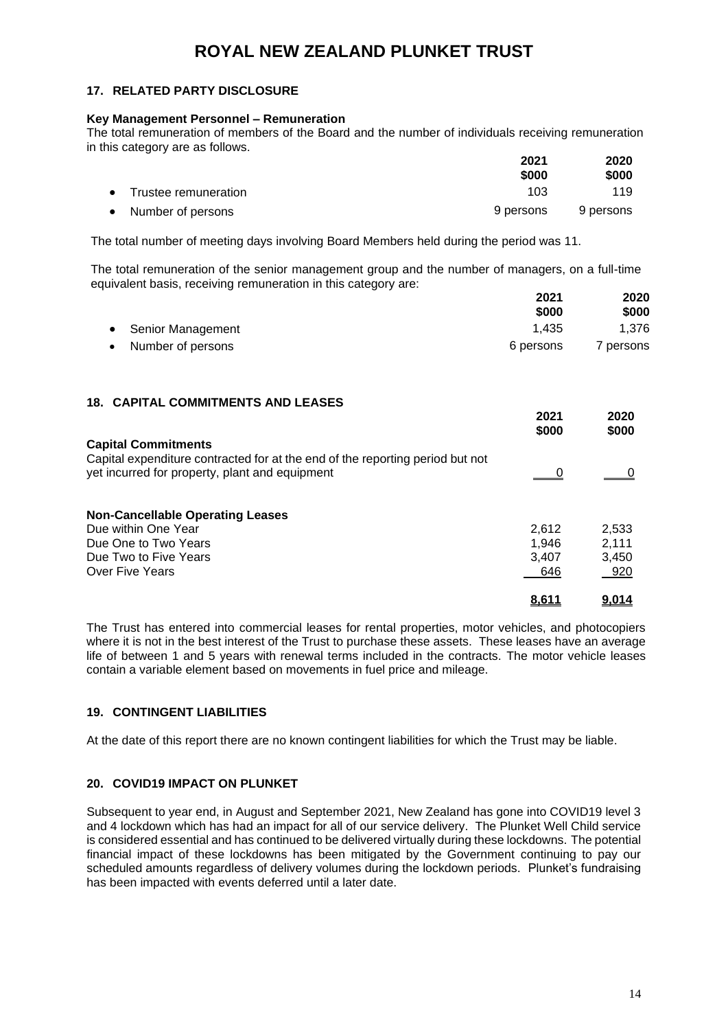# ROYAL NEW ZEALAND PLUNKET TRUST

## 17. RELATED PARTY DISCLOSURE

**Key Management Personnel – Remuneration**

The total remuneration of members of the Board and the number of individuals receiving remuneration in this category are as follows.

| | 2021<br>$000 | 2020<br>$000 |
|---|---|---|
| • Trustee remuneration | 103 | 119 |
| • Number of persons | 9 persons | 9 persons |

The total number of meeting days involving Board Members held during the period was 11.

The total remuneration of the senior management group and the number of managers, on a full-time equivalent basis, receiving remuneration in this category are:

| | 2021<br>$000 | 2020<br>$000 |
|---|---|---|
| • Senior Management | 1,435 | 1,376 |
| • Number of persons | 6 persons | 7 persons |

## 18. CAPITAL COMMITMENTS AND LEASES

| | 2021<br>$000 | 2020<br>$000 |
|---|---|---|
| **Capital Commitments** | | |
| Capital expenditure contracted for at the end of the reporting period but not yet incurred for property, plant and equipment | 0 | 0 |
| | | |
| **Non-Cancellable Operating Leases** | | |
| Due within One Year | 2,612 | 2,533 |
| Due One to Two Years | 1,946 | 2,111 |
| Due Two to Five Years | 3,407 | 3,450 |
| Over Five Years | 646 | 920 |
| | **8,611** | **9,014** |

The Trust has entered into commercial leases for rental properties, motor vehicles, and photocopiers where it is not in the best interest of the Trust to purchase these assets. These leases have an average life of between 1 and 5 years with renewal terms included in the contracts. The motor vehicle leases contain a variable element based on movements in fuel price and mileage.

## 19. CONTINGENT LIABILITIES

At the date of this report there are no known contingent liabilities for which the Trust may be liable.

## 20. COVID19 IMPACT ON PLUNKET

Subsequent to year end, in August and September 2021, New Zealand has gone into COVID19 level 3 and 4 lockdown which has had an impact for all of our service delivery. The Plunket Well Child service is considered essential and has continued to be delivered virtually during these lockdowns. The potential financial impact of these lockdowns has been mitigated by the Government continuing to pay our scheduled amounts regardless of delivery volumes during the lockdown periods. Plunket's fundraising has been impacted with events deferred until a later date.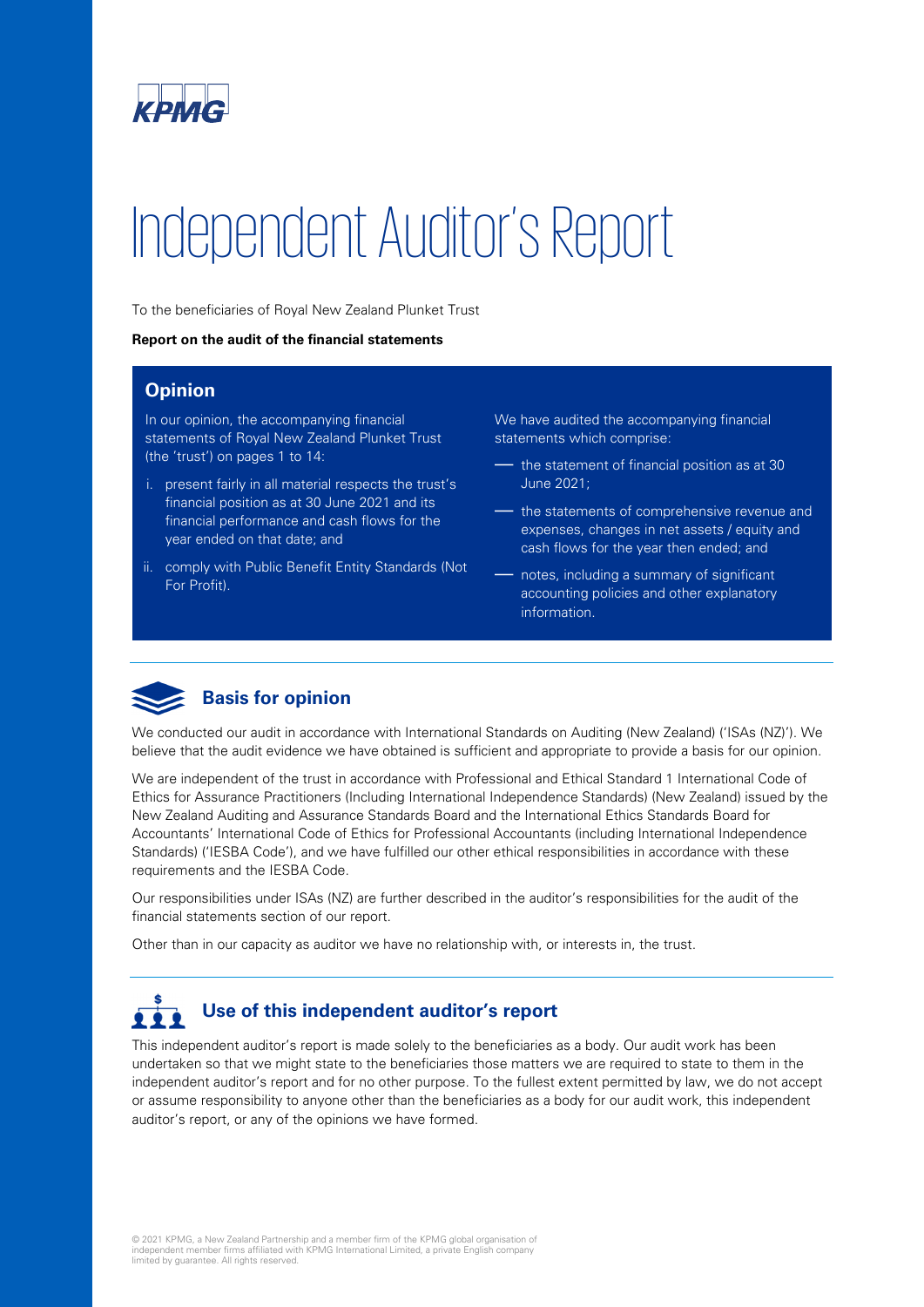# Independent Auditor's Report

To the beneficiaries of Royal New Zealand Plunket Trust

**Report on the audit of the financial statements**

## Opinion

In our opinion, the accompanying financial statements of Royal New Zealand Plunket Trust (the 'trust') on pages 1 to 14:

i. present fairly in all material respects the trust's financial position as at 30 June 2021 and its financial performance and cash flows for the year ended on that date; and

ii. comply with Public Benefit Entity Standards (Not For Profit).

We have audited the accompanying financial statements which comprise:

- the statement of financial position as at 30 June 2021;
- the statements of comprehensive revenue and expenses, changes in net assets / equity and cash flows for the year then ended; and
- notes, including a summary of significant accounting policies and other explanatory information.

## Basis for opinion

We conducted our audit in accordance with International Standards on Auditing (New Zealand) ('ISAs (NZ)'). We believe that the audit evidence we have obtained is sufficient and appropriate to provide a basis for our opinion.

We are independent of the trust in accordance with Professional and Ethical Standard 1 International Code of Ethics for Assurance Practitioners (Including International Independence Standards) (New Zealand) issued by the New Zealand Auditing and Assurance Standards Board and the International Ethics Standards Board for Accountants' International Code of Ethics for Professional Accountants (including International Independence Standards) ('IESBA Code'), and we have fulfilled our other ethical responsibilities in accordance with these requirements and the IESBA Code.

Our responsibilities under ISAs (NZ) are further described in the auditor's responsibilities for the audit of the financial statements section of our report.

Other than in our capacity as auditor we have no relationship with, or interests in, the trust.

## Use of this independent auditor's report

This independent auditor's report is made solely to the beneficiaries as a body. Our audit work has been undertaken so that we might state to the beneficiaries those matters we are required to state to them in the independent auditor's report and for no other purpose. To the fullest extent permitted by law, we do not accept or assume responsibility to anyone other than the beneficiaries as a body for our audit work, this independent auditor's report, or any of the opinions we have formed.

© 2021 KPMG, a New Zealand Partnership and a member firm of the KPMG global organisation of independent member firms affiliated with KPMG International Limited, a private English company limited by guarantee. All rights reserved.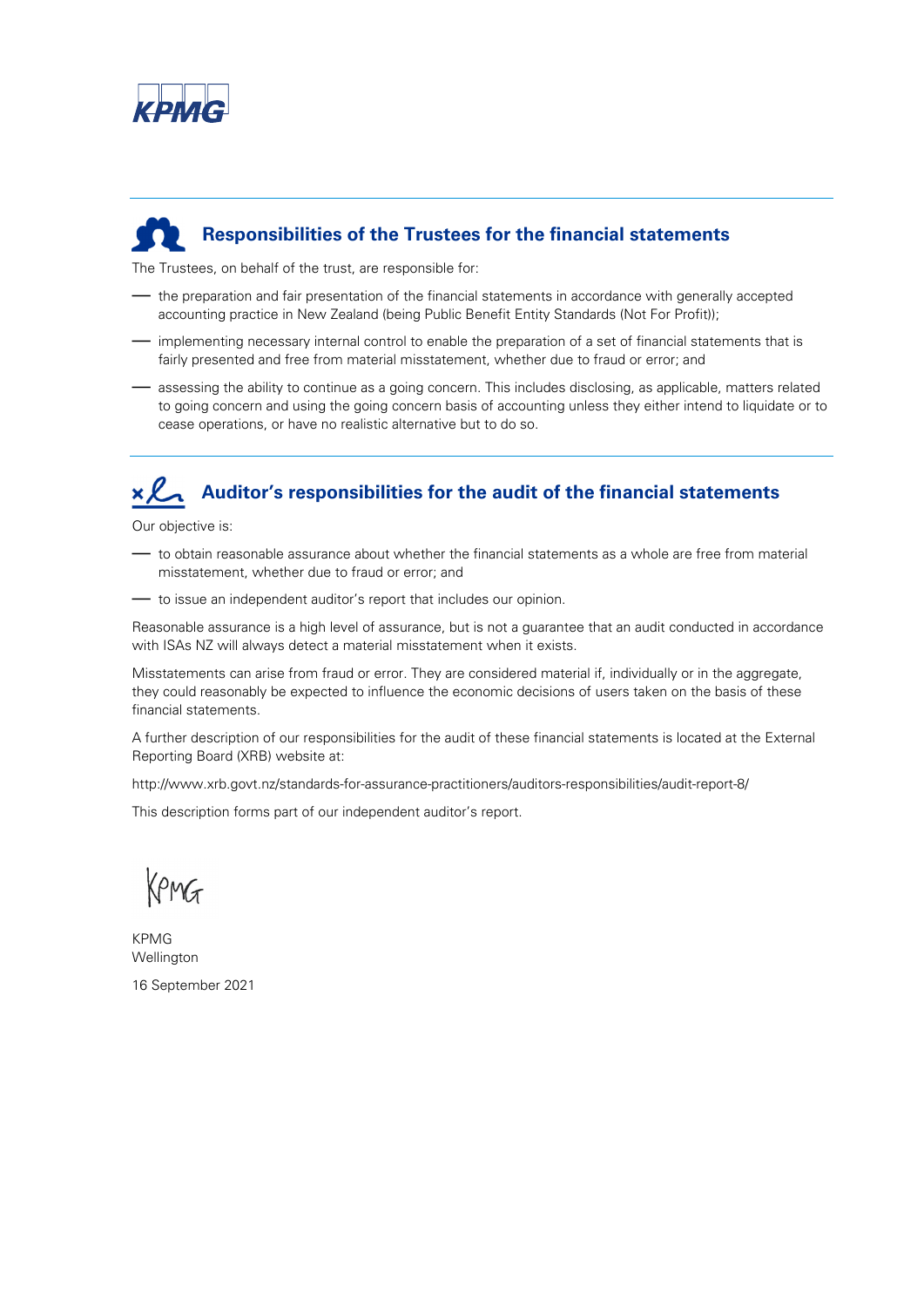## Responsibilities of the Trustees for the financial statements

The Trustees, on behalf of the trust, are responsible for:

- the preparation and fair presentation of the financial statements in accordance with generally accepted accounting practice in New Zealand (being Public Benefit Entity Standards (Not For Profit));
- implementing necessary internal control to enable the preparation of a set of financial statements that is fairly presented and free from material misstatement, whether due to fraud or error; and
- assessing the ability to continue as a going concern. This includes disclosing, as applicable, matters related to going concern and using the going concern basis of accounting unless they either intend to liquidate or to cease operations, or have no realistic alternative but to do so.

## Auditor's responsibilities for the audit of the financial statements

Our objective is:

- to obtain reasonable assurance about whether the financial statements as a whole are free from material misstatement, whether due to fraud or error; and
- to issue an independent auditor's report that includes our opinion.

Reasonable assurance is a high level of assurance, but is not a guarantee that an audit conducted in accordance with ISAs NZ will always detect a material misstatement when it exists.

Misstatements can arise from fraud or error. They are considered material if, individually or in the aggregate, they could reasonably be expected to influence the economic decisions of users taken on the basis of these financial statements.

A further description of our responsibilities for the audit of these financial statements is located at the External Reporting Board (XRB) website at:

http://www.xrb.govt.nz/standards-for-assurance-practitioners/auditors-responsibilities/audit-report-8/

This description forms part of our independent auditor's report.

KPMG

KPMG
Wellington

16 September 2021